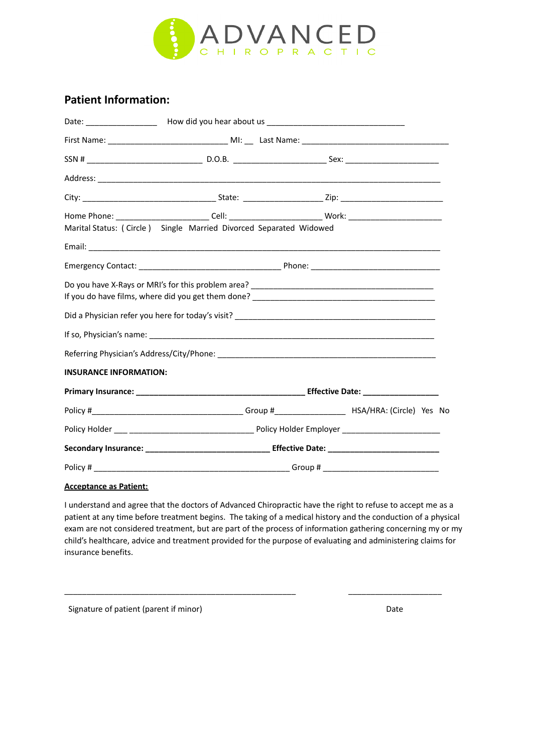ADVANCED
CHIROPRACTIC

## Patient Information:

Date: ________________ How did you hear about us _______________________________

First Name: ___________________________ MI: __ Last Name: _________________________________

SSN # _________________________ D.O.B. _____________________ Sex: _____________________

Address: _____________________________________________________________________________

City: ______________________________ State: __________________ Zip: _______________________

Home Phone: _____________________ Cell: _____________________ Work: _____________________

Marital Status: ( Circle ) Single Married Divorced Separated Widowed

Email: _______________________________________________________________________________

Emergency Contact: ________________________________ Phone: _____________________________

Do you have X-Rays or MRI's for this problem area? _________________________________________

If you do have films, where did you get them done? _________________________________________

Did a Physician refer you here for today's visit? _____________________________________________

If so, Physician's name: _________________________________________________________________

Referring Physician's Address/City/Phone: __________________________________________________

**INSURANCE INFORMATION:**

**Primary Insurance: _______________________________________ Effective Date: _________________**

Policy #__________________________________ Group #________________ HSA/HRA: (Circle) Yes No

Policy Holder ___ ____________________________ Policy Holder Employer _____________________

**Secondary Insurance: ____________________________ Effective Date: _________________________**

Policy # _____________________________________________ Group # __________________________

**Acceptance as Patient:**

I understand and agree that the doctors of Advanced Chiropractic have the right to refuse to accept me as a patient at any time before treatment begins. The taking of a medical history and the conduction of a physical exam are not considered treatment, but are part of the process of information gathering concerning my or my child's healthcare, advice and treatment provided for the purpose of evaluating and administering claims for insurance benefits.

_____________________________________________________ ______________________

Signature of patient (parent if minor) Date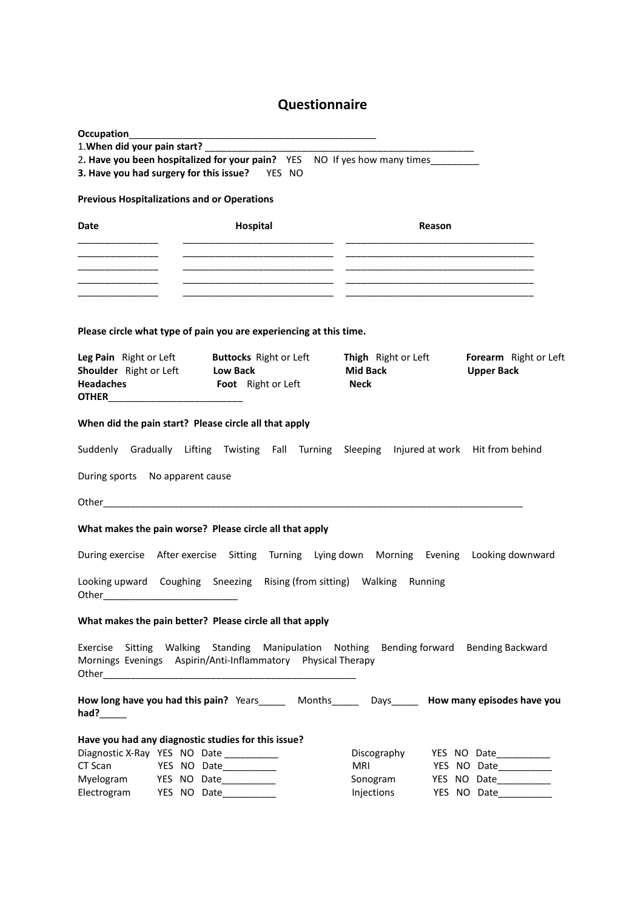# Questionnaire

**Occupation**_______________________________________________

1.**When did your pain start?** ___________________________________________________

2**. Have you been hospitalized for your pain?** YES NO If yes how many times_________

**3. Have you had surgery for this issue?** YES NO

**Previous Hospitalizations and or Operations**

| **Date** | **Hospital** | **Reason** |
|---|---|---|
| _______________ | ____________________________ | ___________________________________ |
| _______________ | ____________________________ | ___________________________________ |
| _______________ | ____________________________ | ___________________________________ |
| _______________ | ____________________________ | ___________________________________ |
| _______________ | ____________________________ | ___________________________________ |

**Please circle what type of pain you are experiencing at this time.**

**Leg Pain** Right or Left **Buttocks** Right or Left **Thigh** Right or Left **Forearm** Right or Left

**Shoulder** Right or Left **Low Back** **Mid Back** **Upper Back**

**Headaches** **Foot** Right or Left **Neck**

**OTHER**_________________________

**When did the pain start? Please circle all that apply**

Suddenly Gradually Lifting Twisting Fall Turning Sleeping Injured at work Hit from behind

During sports No apparent cause

Other_______________________________________________________________________________

**What makes the pain worse? Please circle all that apply**

During exercise After exercise Sitting Turning Lying down Morning Evening Looking downward

Looking upward Coughing Sneezing Rising (from sitting) Walking Running

Other__________________________

**What makes the pain better? Please circle all that apply**

Exercise Sitting Walking Standing Manipulation Nothing Bending forward Bending Backward

Mornings Evenings Aspirin/Anti-Inflammatory Physical Therapy

Other_______________________________________________

**How long have you had this pain?** Years_____ Months_____ Days_____ **How many episodes have you had?**_____

**Have you had any diagnostic studies for this issue?**

| | | | |
|---|---|---|---|
| Diagnostic X-Ray | YES NO Date __________ | Discography | YES NO Date__________ |
| CT Scan | YES NO Date__________ | MRI | YES NO Date__________ |
| Myelogram | YES NO Date__________ | Sonogram | YES NO Date__________ |
| Electrogram | YES NO Date__________ | Injections | YES NO Date__________ |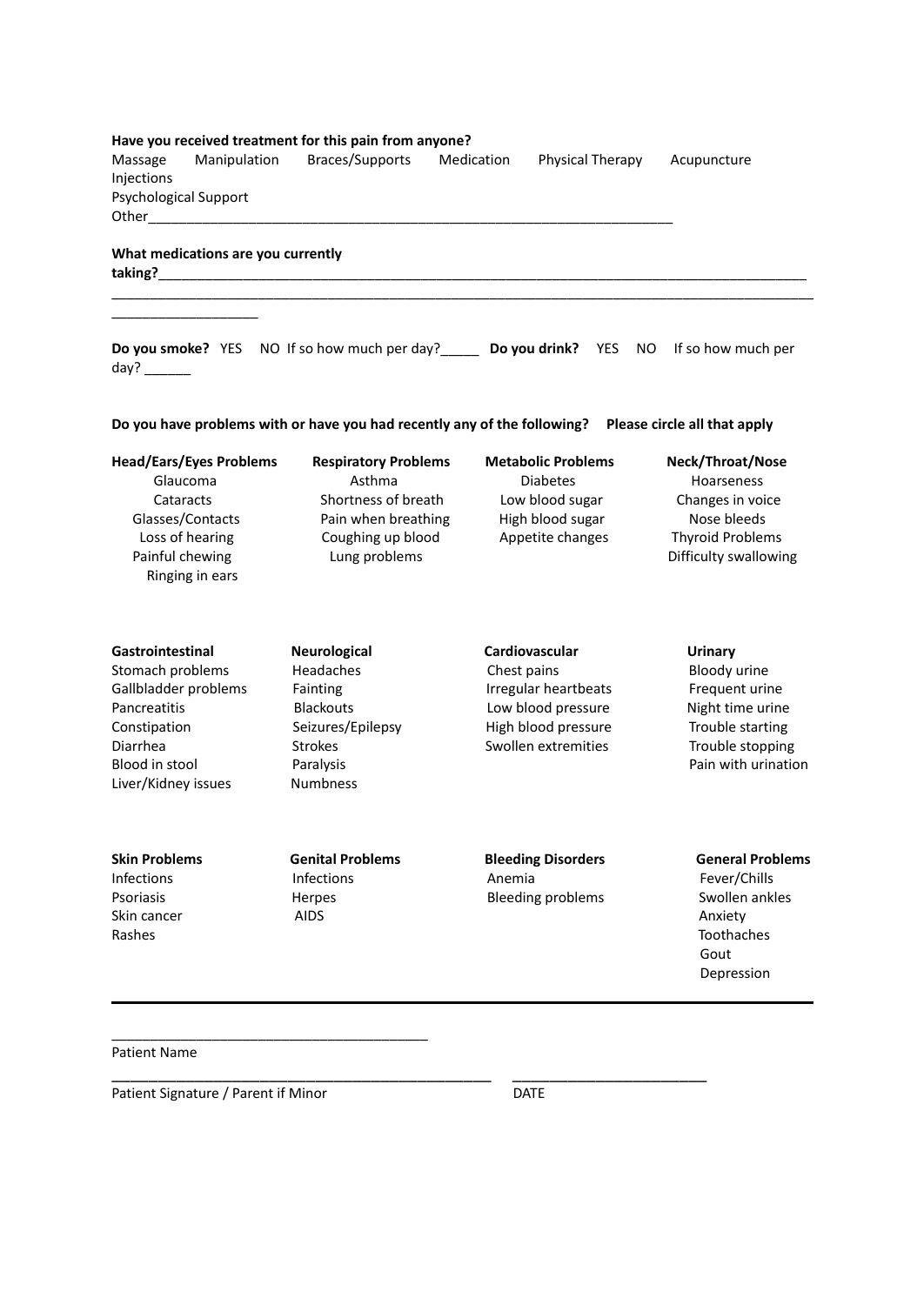**Have you received treatment for this pain from anyone?**

Massage Manipulation Braces/Supports Medication Physical Therapy Acupuncture
Injections
Psychological Support
Other______________________________________________________________________

**What medications are you currently taking?**___________________________________________________________________________________________
_____________________________________________________________________________________________________________
___________________

**Do you smoke?** YES NO If so how much per day?_____ **Do you drink?** YES NO If so how much per day? ______

**Do you have problems with or have you had recently any of the following? Please circle all that apply**

| **Head/Ears/Eyes Problems** | **Respiratory Problems** | **Metabolic Problems** | **Neck/Throat/Nose** |
|---|---|---|---|
| Glaucoma | Asthma | Diabetes | Hoarseness |
| Cataracts | Shortness of breath | Low blood sugar | Changes in voice |
| Glasses/Contacts | Pain when breathing | High blood sugar | Nose bleeds |
| Loss of hearing | Coughing up blood | Appetite changes | Thyroid Problems |
| Painful chewing | Lung problems | | Difficulty swallowing |
| Ringing in ears | | | |

| **Gastrointestinal** | **Neurological** | **Cardiovascular** | **Urinary** |
|---|---|---|---|
| Stomach problems | Headaches | Chest pains | Bloody urine |
| Gallbladder problems | Fainting | Irregular heartbeats | Frequent urine |
| Pancreatitis | Blackouts | Low blood pressure | Night time urine |
| Constipation | Seizures/Epilepsy | High blood pressure | Trouble starting |
| Diarrhea | Strokes | Swollen extremities | Trouble stopping |
| Blood in stool | Paralysis | | Pain with urination |
| Liver/Kidney issues | Numbness | | |

| **Skin Problems** | **Genital Problems** | **Bleeding Disorders** | **General Problems** |
|---|---|---|---|
| Infections | Infections | Anemia | Fever/Chills |
| Psoriasis | Herpes | Bleeding problems | Swollen ankles |
| Skin cancer | AIDS | | Anxiety |
| Rashes | | | Toothaches |
| | | | Gout |
| | | | Depression |

---

_________________________________________
Patient Name

__________________________________________________ ___________________________
Patient Signature / Parent if Minor DATE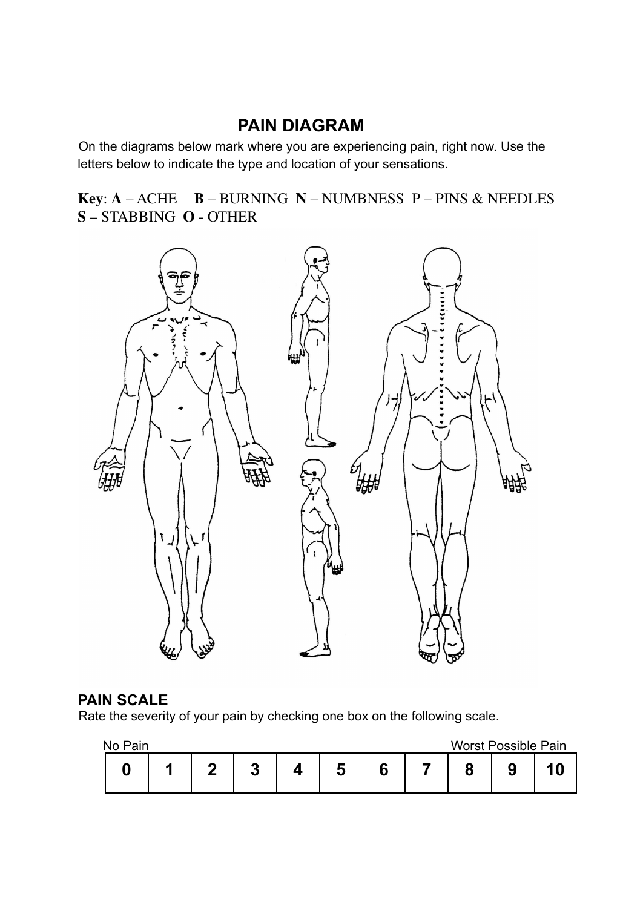# PAIN DIAGRAM

On the diagrams below mark where you are experiencing pain, right now. Use the letters below to indicate the type and location of your sensations.

**Key**: **A** – ACHE **B** – BURNING **N** – NUMBNESS P – PINS & NEEDLES **S** – STABBING **O** - OTHER

## PAIN SCALE

Rate the severity of your pain by checking one box on the following scale.

| No Pain | | | | | | | | | | Worst Possible Pain |
|---|---|---|---|---|---|---|---|---|---|---|
| **0** | **1** | **2** | **3** | **4** | **5** | **6** | **7** | **8** | **9** | **10** |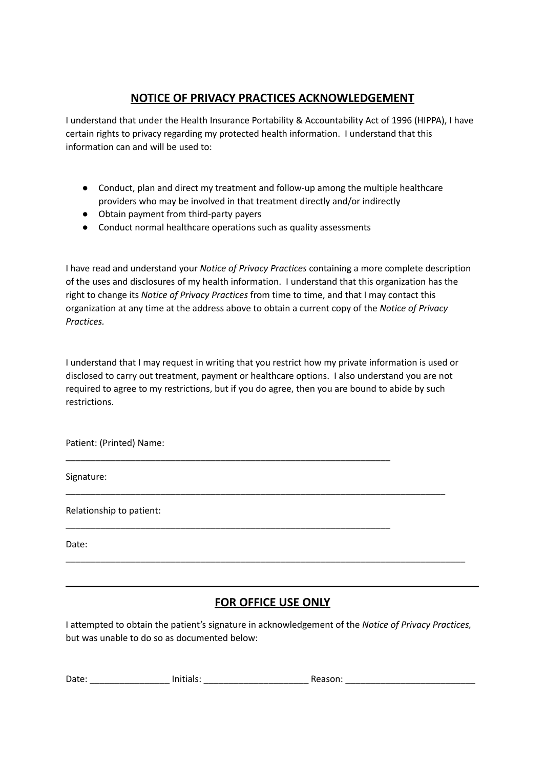## NOTICE OF PRIVACY PRACTICES ACKNOWLEDGEMENT

I understand that under the Health Insurance Portability & Accountability Act of 1996 (HIPPA), I have certain rights to privacy regarding my protected health information. I understand that this information can and will be used to:

- Conduct, plan and direct my treatment and follow-up among the multiple healthcare providers who may be involved in that treatment directly and/or indirectly
- Obtain payment from third-party payers
- Conduct normal healthcare operations such as quality assessments

I have read and understand your *Notice of Privacy Practices* containing a more complete description of the uses and disclosures of my health information. I understand that this organization has the right to change its *Notice of Privacy Practices* from time to time, and that I may contact this organization at any time at the address above to obtain a current copy of the *Notice of Privacy Practices.*

I understand that I may request in writing that you restrict how my private information is used or disclosed to carry out treatment, payment or healthcare options. I also understand you are not required to agree to my restrictions, but if you do agree, then you are bound to abide by such restrictions.

Patient: (Printed) Name:

___________________________________________________________________

Signature:

______________________________________________________________________________

Relationship to patient:

___________________________________________________________________

Date:

__________________________________________________________________________________

---

## FOR OFFICE USE ONLY

I attempted to obtain the patient's signature in acknowledgement of the *Notice of Privacy Practices,* but was unable to do so as documented below:

Date: ________________ Initials: _____________________ Reason: __________________________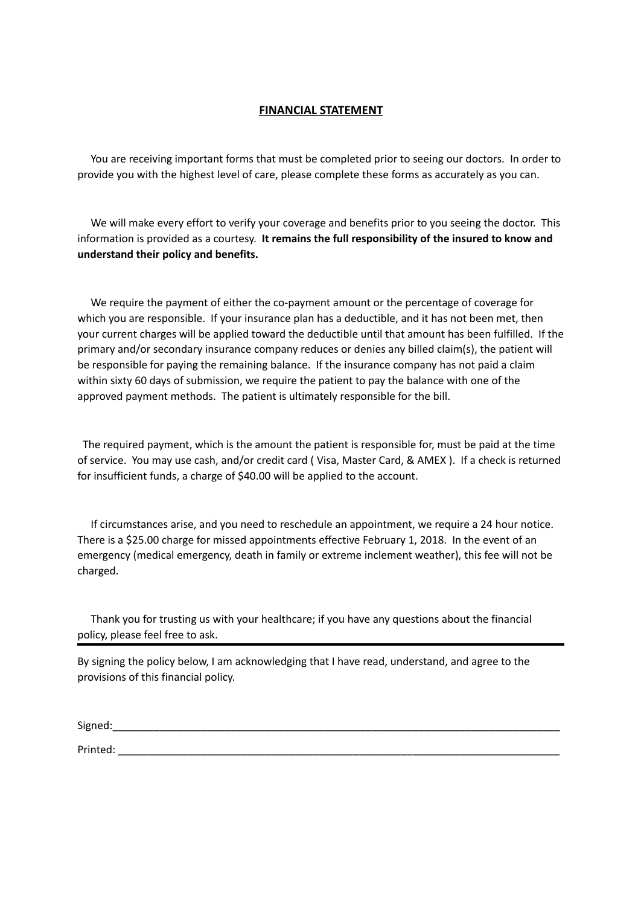## **FINANCIAL STATEMENT**

You are receiving important forms that must be completed prior to seeing our doctors. In order to provide you with the highest level of care, please complete these forms as accurately as you can.

We will make every effort to verify your coverage and benefits prior to you seeing the doctor. This information is provided as a courtesy. **It remains the full responsibility of the insured to know and understand their policy and benefits.**

We require the payment of either the co-payment amount or the percentage of coverage for which you are responsible. If your insurance plan has a deductible, and it has not been met, then your current charges will be applied toward the deductible until that amount has been fulfilled. If the primary and/or secondary insurance company reduces or denies any billed claim(s), the patient will be responsible for paying the remaining balance. If the insurance company has not paid a claim within sixty 60 days of submission, we require the patient to pay the balance with one of the approved payment methods. The patient is ultimately responsible for the bill.

The required payment, which is the amount the patient is responsible for, must be paid at the time of service. You may use cash, and/or credit card ( Visa, Master Card, & AMEX ). If a check is returned for insufficient funds, a charge of $40.00 will be applied to the account.

If circumstances arise, and you need to reschedule an appointment, we require a 24 hour notice. There is a $25.00 charge for missed appointments effective February 1, 2018. In the event of an emergency (medical emergency, death in family or extreme inclement weather), this fee will not be charged.

Thank you for trusting us with your healthcare; if you have any questions about the financial policy, please feel free to ask.

---

By signing the policy below, I am acknowledging that I have read, understand, and agree to the provisions of this financial policy.

Signed:______________________________________________________________________________

Printed: _____________________________________________________________________________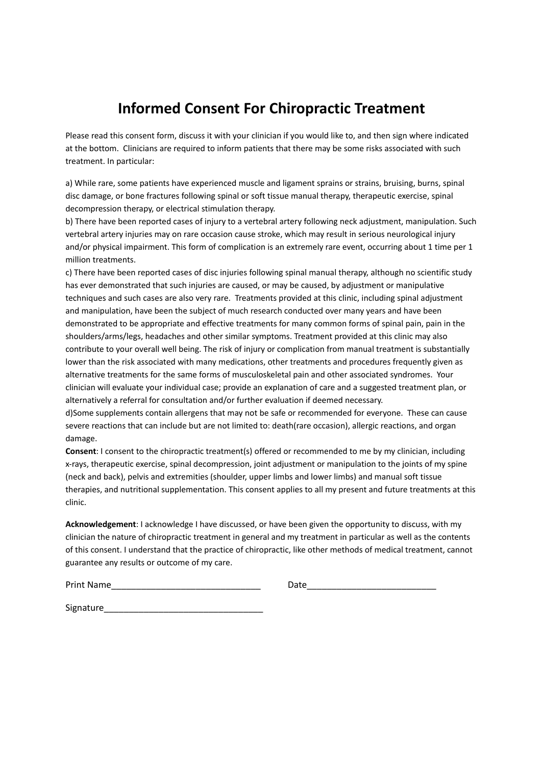# Informed Consent For Chiropractic Treatment

Please read this consent form, discuss it with your clinician if you would like to, and then sign where indicated at the bottom. Clinicians are required to inform patients that there may be some risks associated with such treatment. In particular:

a) While rare, some patients have experienced muscle and ligament sprains or strains, bruising, burns, spinal disc damage, or bone fractures following spinal or soft tissue manual therapy, therapeutic exercise, spinal decompression therapy, or electrical stimulation therapy.
b) There have been reported cases of injury to a vertebral artery following neck adjustment, manipulation. Such vertebral artery injuries may on rare occasion cause stroke, which may result in serious neurological injury and/or physical impairment. This form of complication is an extremely rare event, occurring about 1 time per 1 million treatments.
c) There have been reported cases of disc injuries following spinal manual therapy, although no scientific study has ever demonstrated that such injuries are caused, or may be caused, by adjustment or manipulative techniques and such cases are also very rare. Treatments provided at this clinic, including spinal adjustment and manipulation, have been the subject of much research conducted over many years and have been demonstrated to be appropriate and effective treatments for many common forms of spinal pain, pain in the shoulders/arms/legs, headaches and other similar symptoms. Treatment provided at this clinic may also contribute to your overall well being. The risk of injury or complication from manual treatment is substantially lower than the risk associated with many medications, other treatments and procedures frequently given as alternative treatments for the same forms of musculoskeletal pain and other associated syndromes. Your clinician will evaluate your individual case; provide an explanation of care and a suggested treatment plan, or alternatively a referral for consultation and/or further evaluation if deemed necessary.
d)Some supplements contain allergens that may not be safe or recommended for everyone. These can cause severe reactions that can include but are not limited to: death(rare occasion), allergic reactions, and organ damage.

**Consent**: I consent to the chiropractic treatment(s) offered or recommended to me by my clinician, including x-rays, therapeutic exercise, spinal decompression, joint adjustment or manipulation to the joints of my spine (neck and back), pelvis and extremities (shoulder, upper limbs and lower limbs) and manual soft tissue therapies, and nutritional supplementation. This consent applies to all my present and future treatments at this clinic.

**Acknowledgement**: I acknowledge I have discussed, or have been given the opportunity to discuss, with my clinician the nature of chiropractic treatment in general and my treatment in particular as well as the contents of this consent. I understand that the practice of chiropractic, like other methods of medical treatment, cannot guarantee any results or outcome of my care.

Print Name______________________________ Date__________________________

Signature________________________________